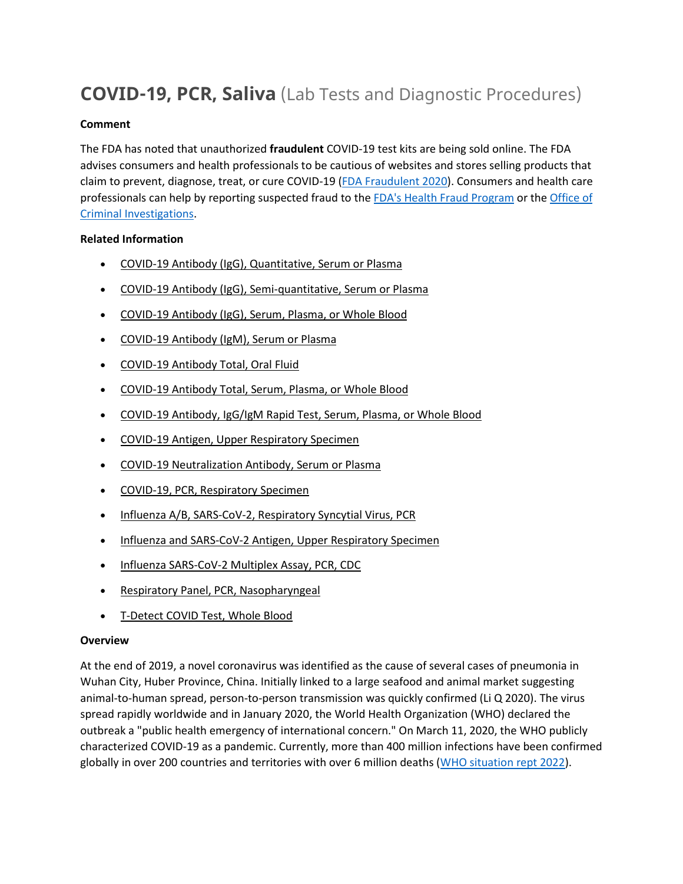# **COVID-19, PCR, Saliva** (Lab Tests and Diagnostic Procedures)

**Comment**

The FDA has noted that unauthorized **fraudulent** COVID-19 test kits are being sold online. The FDA advises consumers and health professionals to be cautious of websites and stores selling products that claim to prevent, diagnose, treat, or cure COVID-19 (FDA Fraudulent 2020). Consumers and health care professionals can help by reporting suspected fraud to the FDA's Health Fraud Program or the Office of Criminal Investigations.

**Related Information**

- COVID-19 Antibody (IgG), Quantitative, Serum or Plasma
- COVID-19 Antibody (IgG), Semi-quantitative, Serum or Plasma
- COVID-19 Antibody (IgG), Serum, Plasma, or Whole Blood
- COVID-19 Antibody (IgM), Serum or Plasma
- COVID-19 Antibody Total, Oral Fluid
- COVID-19 Antibody Total, Serum, Plasma, or Whole Blood
- COVID-19 Antibody, IgG/IgM Rapid Test, Serum, Plasma, or Whole Blood
- COVID-19 Antigen, Upper Respiratory Specimen
- COVID-19 Neutralization Antibody, Serum or Plasma
- COVID-19, PCR, Respiratory Specimen
- Influenza A/B, SARS-CoV-2, Respiratory Syncytial Virus, PCR
- Influenza and SARS-CoV-2 Antigen, Upper Respiratory Specimen
- Influenza SARS-CoV-2 Multiplex Assay, PCR, CDC
- Respiratory Panel, PCR, Nasopharyngeal
- T-Detect COVID Test, Whole Blood

**Overview**

At the end of 2019, a novel coronavirus was identified as the cause of several cases of pneumonia in Wuhan City, Huber Province, China. Initially linked to a large seafood and animal market suggesting animal-to-human spread, person-to-person transmission was quickly confirmed (Li Q 2020). The virus spread rapidly worldwide and in January 2020, the World Health Organization (WHO) declared the outbreak a "public health emergency of international concern." On March 11, 2020, the WHO publicly characterized COVID-19 as a pandemic. Currently, more than 400 million infections have been confirmed globally in over 200 countries and territories with over 6 million deaths (WHO situation rept 2022).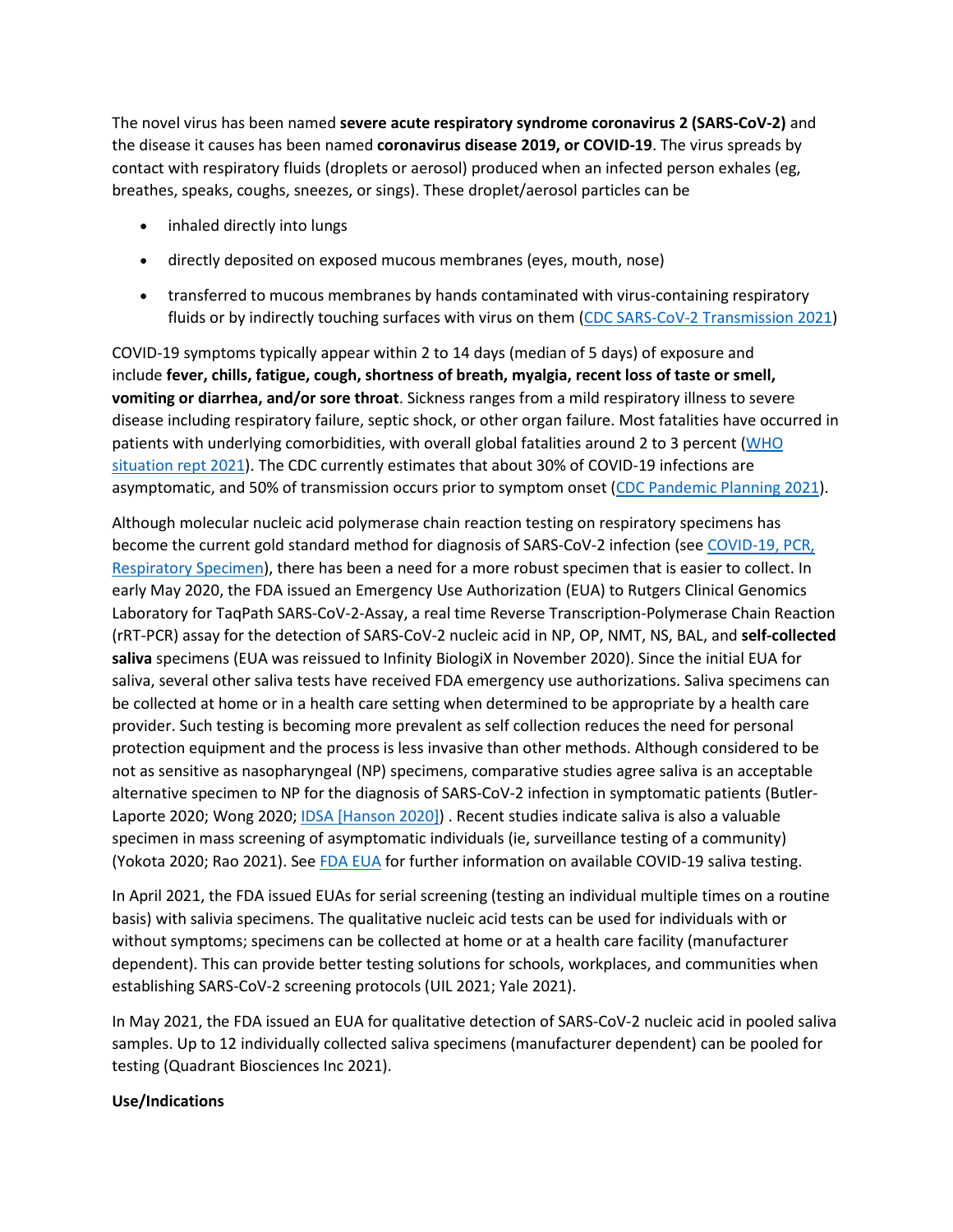The novel virus has been named **severe acute respiratory syndrome coronavirus 2 (SARS-CoV-2)** and the disease it causes has been named **coronavirus disease 2019, or COVID-19**. The virus spreads by contact with respiratory fluids (droplets or aerosol) produced when an infected person exhales (eg, breathes, speaks, coughs, sneezes, or sings). These droplet/aerosol particles can be

- inhaled directly into lungs
- directly deposited on exposed mucous membranes (eyes, mouth, nose)
- transferred to mucous membranes by hands contaminated with virus-containing respiratory fluids or by indirectly touching surfaces with virus on them (CDC SARS-CoV-2 Transmission 2021)

COVID-19 symptoms typically appear within 2 to 14 days (median of 5 days) of exposure and include **fever, chills, fatigue, cough, shortness of breath, myalgia, recent loss of taste or smell, vomiting or diarrhea, and/or sore throat**. Sickness ranges from a mild respiratory illness to severe disease including respiratory failure, septic shock, or other organ failure. Most fatalities have occurred in patients with underlying comorbidities, with overall global fatalities around 2 to 3 percent (WHO situation rept 2021). The CDC currently estimates that about 30% of COVID-19 infections are asymptomatic, and 50% of transmission occurs prior to symptom onset (CDC Pandemic Planning 2021).

Although molecular nucleic acid polymerase chain reaction testing on respiratory specimens has become the current gold standard method for diagnosis of SARS-CoV-2 infection (see COVID-19, PCR, Respiratory Specimen), there has been a need for a more robust specimen that is easier to collect. In early May 2020, the FDA issued an Emergency Use Authorization (EUA) to Rutgers Clinical Genomics Laboratory for TaqPath SARS-CoV-2-Assay, a real time Reverse Transcription-Polymerase Chain Reaction (rRT-PCR) assay for the detection of SARS-CoV-2 nucleic acid in NP, OP, NMT, NS, BAL, and **self-collected saliva** specimens (EUA was reissued to Infinity BiologiX in November 2020). Since the initial EUA for saliva, several other saliva tests have received FDA emergency use authorizations. Saliva specimens can be collected at home or in a health care setting when determined to be appropriate by a health care provider. Such testing is becoming more prevalent as self collection reduces the need for personal protection equipment and the process is less invasive than other methods. Although considered to be not as sensitive as nasopharyngeal (NP) specimens, comparative studies agree saliva is an acceptable alternative specimen to NP for the diagnosis of SARS-CoV-2 infection in symptomatic patients (Butler-Laporte 2020; Wong 2020; IDSA [Hanson 2020]) . Recent studies indicate saliva is also a valuable specimen in mass screening of asymptomatic individuals (ie, surveillance testing of a community) (Yokota 2020; Rao 2021). See FDA EUA for further information on available COVID-19 saliva testing.

In April 2021, the FDA issued EUAs for serial screening (testing an individual multiple times on a routine basis) with salivia specimens. The qualitative nucleic acid tests can be used for individuals with or without symptoms; specimens can be collected at home or at a health care facility (manufacturer dependent). This can provide better testing solutions for schools, workplaces, and communities when establishing SARS-CoV-2 screening protocols (UIL 2021; Yale 2021).

In May 2021, the FDA issued an EUA for qualitative detection of SARS-CoV-2 nucleic acid in pooled saliva samples. Up to 12 individually collected saliva specimens (manufacturer dependent) can be pooled for testing (Quadrant Biosciences Inc 2021).

**Use/Indications**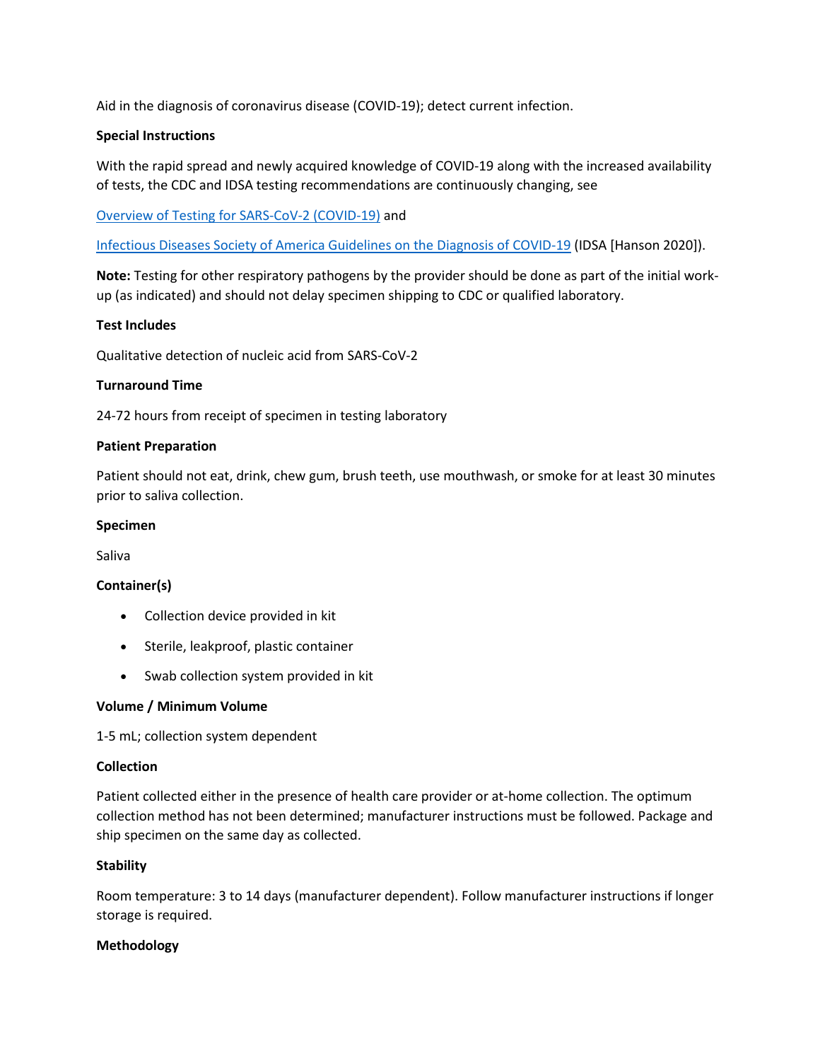Aid in the diagnosis of coronavirus disease (COVID-19); detect current infection.

**Special Instructions**

With the rapid spread and newly acquired knowledge of COVID-19 along with the increased availability of tests, the CDC and IDSA testing recommendations are continuously changing, see

Overview of Testing for SARS-CoV-2 (COVID-19) and

Infectious Diseases Society of America Guidelines on the Diagnosis of COVID-19 (IDSA [Hanson 2020]).

**Note:** Testing for other respiratory pathogens by the provider should be done as part of the initial work-up (as indicated) and should not delay specimen shipping to CDC or qualified laboratory.

**Test Includes**

Qualitative detection of nucleic acid from SARS-CoV-2

**Turnaround Time**

24-72 hours from receipt of specimen in testing laboratory

**Patient Preparation**

Patient should not eat, drink, chew gum, brush teeth, use mouthwash, or smoke for at least 30 minutes prior to saliva collection.

**Specimen**

Saliva

**Container(s)**

- Collection device provided in kit
- Sterile, leakproof, plastic container
- Swab collection system provided in kit

**Volume / Minimum Volume**

1-5 mL; collection system dependent

**Collection**

Patient collected either in the presence of health care provider or at-home collection. The optimum collection method has not been determined; manufacturer instructions must be followed. Package and ship specimen on the same day as collected.

**Stability**

Room temperature: 3 to 14 days (manufacturer dependent). Follow manufacturer instructions if longer storage is required.

**Methodology**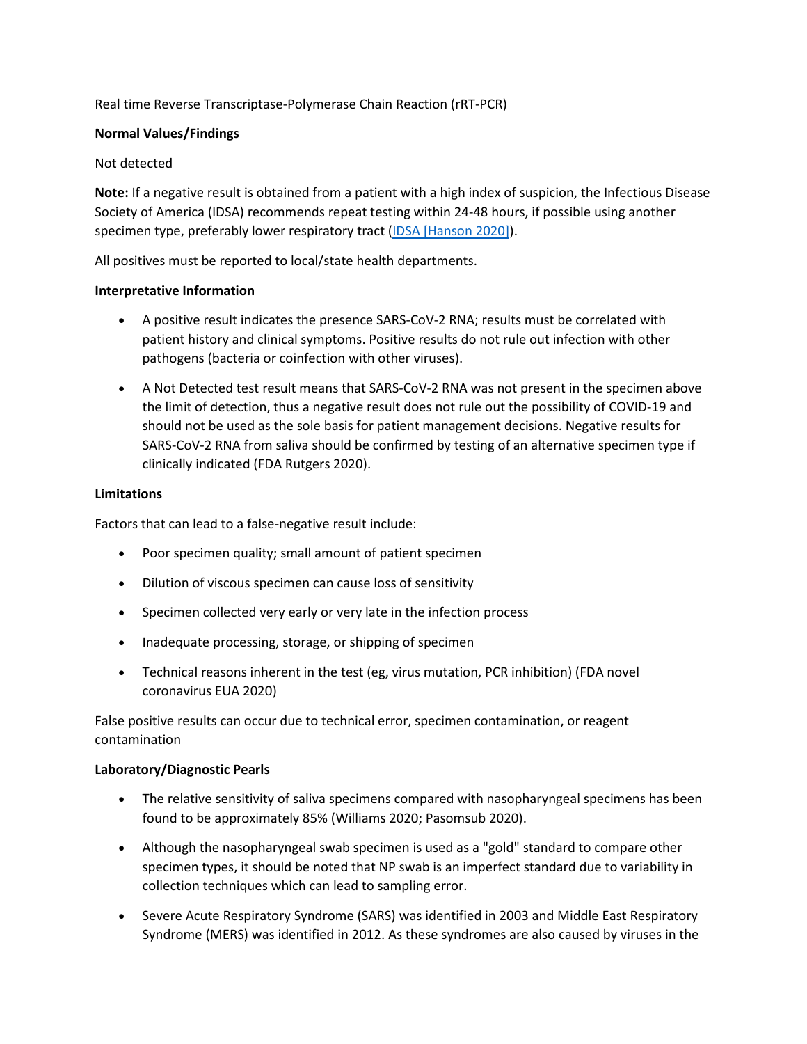Real time Reverse Transcriptase-Polymerase Chain Reaction (rRT-PCR)

**Normal Values/Findings**

Not detected

**Note:** If a negative result is obtained from a patient with a high index of suspicion, the Infectious Disease Society of America (IDSA) recommends repeat testing within 24-48 hours, if possible using another specimen type, preferably lower respiratory tract (IDSA [Hanson 2020]).

All positives must be reported to local/state health departments.

**Interpretative Information**

- A positive result indicates the presence SARS-CoV-2 RNA; results must be correlated with patient history and clinical symptoms. Positive results do not rule out infection with other pathogens (bacteria or coinfection with other viruses).
- A Not Detected test result means that SARS-CoV-2 RNA was not present in the specimen above the limit of detection, thus a negative result does not rule out the possibility of COVID-19 and should not be used as the sole basis for patient management decisions. Negative results for SARS-CoV-2 RNA from saliva should be confirmed by testing of an alternative specimen type if clinically indicated (FDA Rutgers 2020).

**Limitations**

Factors that can lead to a false-negative result include:

- Poor specimen quality; small amount of patient specimen
- Dilution of viscous specimen can cause loss of sensitivity
- Specimen collected very early or very late in the infection process
- Inadequate processing, storage, or shipping of specimen
- Technical reasons inherent in the test (eg, virus mutation, PCR inhibition) (FDA novel coronavirus EUA 2020)

False positive results can occur due to technical error, specimen contamination, or reagent contamination

**Laboratory/Diagnostic Pearls**

- The relative sensitivity of saliva specimens compared with nasopharyngeal specimens has been found to be approximately 85% (Williams 2020; Pasomsub 2020).
- Although the nasopharyngeal swab specimen is used as a "gold" standard to compare other specimen types, it should be noted that NP swab is an imperfect standard due to variability in collection techniques which can lead to sampling error.
- Severe Acute Respiratory Syndrome (SARS) was identified in 2003 and Middle East Respiratory Syndrome (MERS) was identified in 2012. As these syndromes are also caused by viruses in the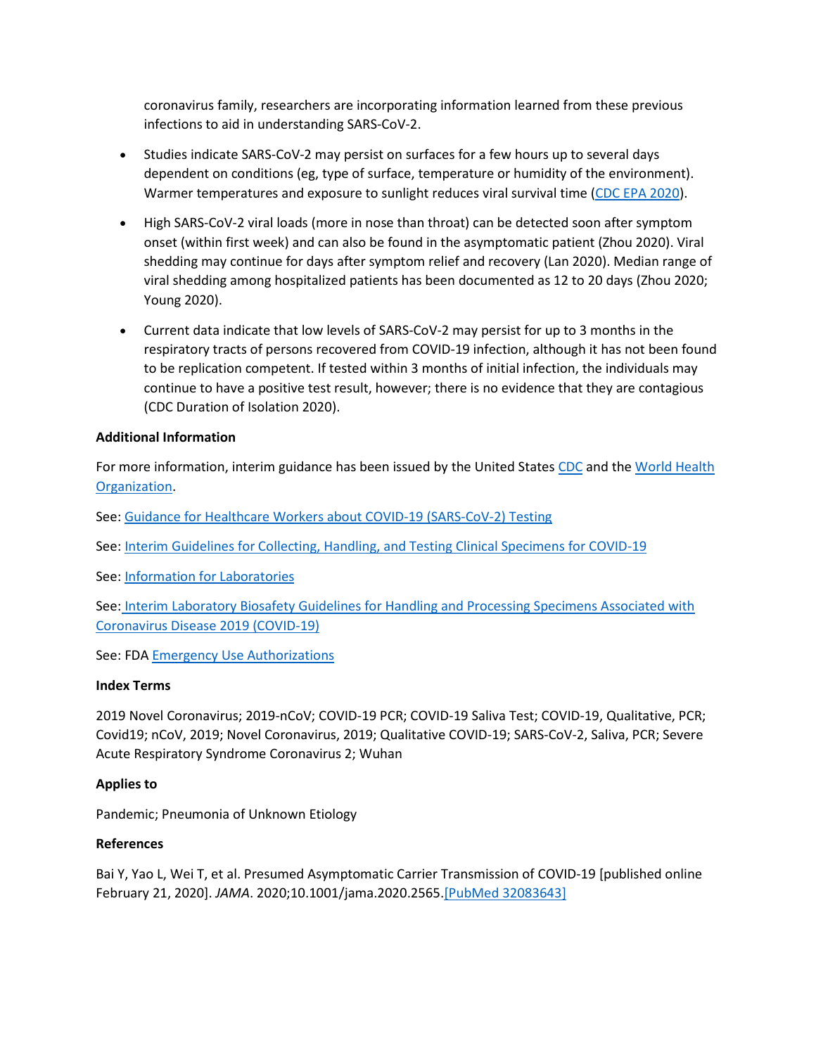coronavirus family, researchers are incorporating information learned from these previous infections to aid in understanding SARS-CoV-2.

- Studies indicate SARS-CoV-2 may persist on surfaces for a few hours up to several days dependent on conditions (eg, type of surface, temperature or humidity of the environment). Warmer temperatures and exposure to sunlight reduces viral survival time (CDC EPA 2020).
- High SARS-CoV-2 viral loads (more in nose than throat) can be detected soon after symptom onset (within first week) and can also be found in the asymptomatic patient (Zhou 2020). Viral shedding may continue for days after symptom relief and recovery (Lan 2020). Median range of viral shedding among hospitalized patients has been documented as 12 to 20 days (Zhou 2020; Young 2020).
- Current data indicate that low levels of SARS-CoV-2 may persist for up to 3 months in the respiratory tracts of persons recovered from COVID-19 infection, although it has not been found to be replication competent. If tested within 3 months of initial infection, the individuals may continue to have a positive test result, however; there is no evidence that they are contagious (CDC Duration of Isolation 2020).

**Additional Information**

For more information, interim guidance has been issued by the United States CDC and the World Health Organization.

See: Guidance for Healthcare Workers about COVID-19 (SARS-CoV-2) Testing

See: Interim Guidelines for Collecting, Handling, and Testing Clinical Specimens for COVID-19

See: Information for Laboratories

See: Interim Laboratory Biosafety Guidelines for Handling and Processing Specimens Associated with Coronavirus Disease 2019 (COVID-19)

See: FDA Emergency Use Authorizations

**Index Terms**

2019 Novel Coronavirus; 2019-nCoV; COVID-19 PCR; COVID-19 Saliva Test; COVID-19, Qualitative, PCR; Covid19; nCoV, 2019; Novel Coronavirus, 2019; Qualitative COVID-19; SARS-CoV-2, Saliva, PCR; Severe Acute Respiratory Syndrome Coronavirus 2; Wuhan

**Applies to**

Pandemic; Pneumonia of Unknown Etiology

**References**

Bai Y, Yao L, Wei T, et al. Presumed Asymptomatic Carrier Transmission of COVID-19 [published online February 21, 2020]. *JAMA*. 2020;10.1001/jama.2020.2565.[PubMed 32083643]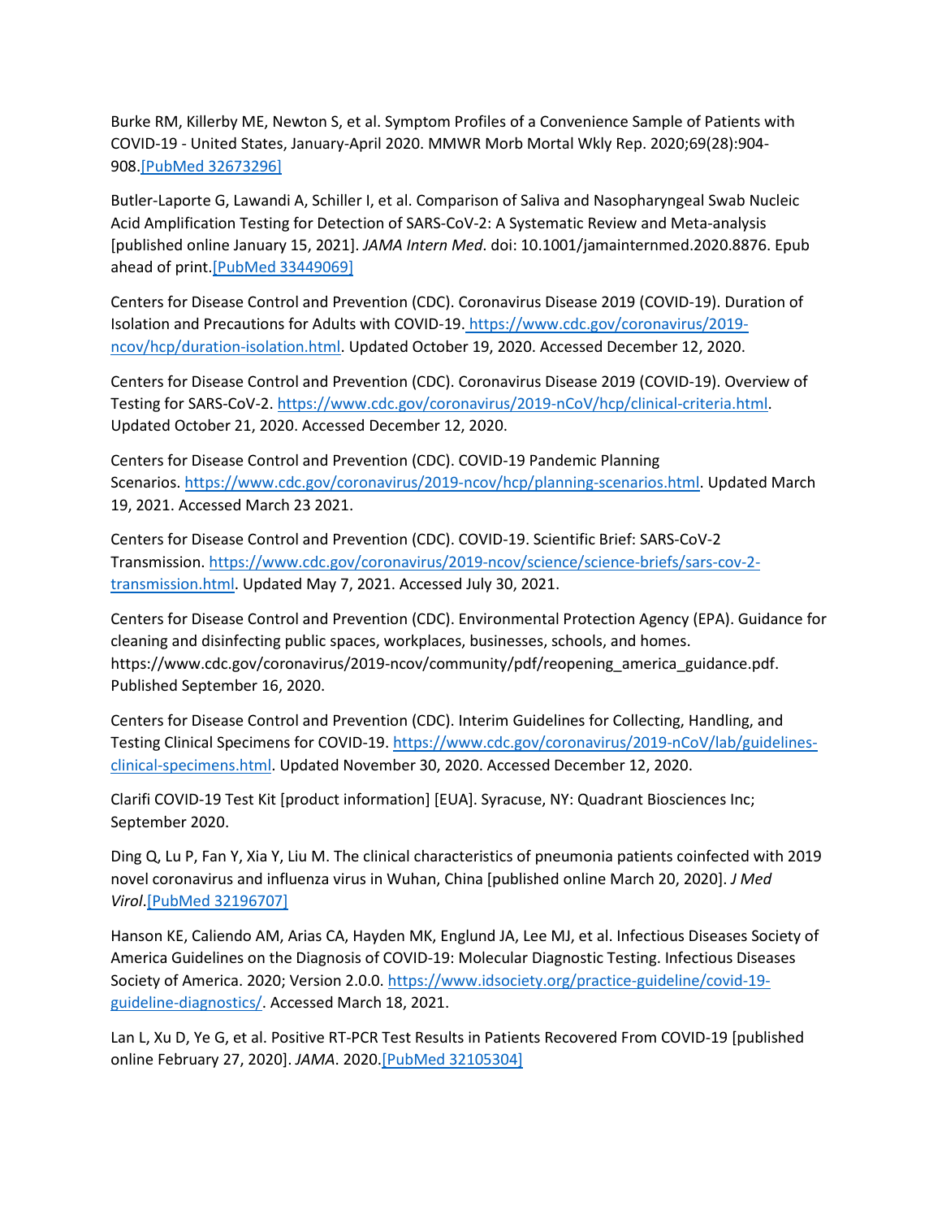Burke RM, Killerby ME, Newton S, et al. Symptom Profiles of a Convenience Sample of Patients with COVID-19 - United States, January-April 2020. MMWR Morb Mortal Wkly Rep. 2020;69(28):904-908.[PubMed 32673296]

Butler-Laporte G, Lawandi A, Schiller I, et al. Comparison of Saliva and Nasopharyngeal Swab Nucleic Acid Amplification Testing for Detection of SARS-CoV-2: A Systematic Review and Meta-analysis [published online January 15, 2021]. *JAMA Intern Med*. doi: 10.1001/jamainternmed.2020.8876. Epub ahead of print.[PubMed 33449069]

Centers for Disease Control and Prevention (CDC). Coronavirus Disease 2019 (COVID-19). Duration of Isolation and Precautions for Adults with COVID-19. https://www.cdc.gov/coronavirus/2019-ncov/hcp/duration-isolation.html. Updated October 19, 2020. Accessed December 12, 2020.

Centers for Disease Control and Prevention (CDC). Coronavirus Disease 2019 (COVID-19). Overview of Testing for SARS-CoV-2. https://www.cdc.gov/coronavirus/2019-nCoV/hcp/clinical-criteria.html. Updated October 21, 2020. Accessed December 12, 2020.

Centers for Disease Control and Prevention (CDC). COVID-19 Pandemic Planning Scenarios. https://www.cdc.gov/coronavirus/2019-ncov/hcp/planning-scenarios.html. Updated March 19, 2021. Accessed March 23 2021.

Centers for Disease Control and Prevention (CDC). COVID-19. Scientific Brief: SARS-CoV-2 Transmission. https://www.cdc.gov/coronavirus/2019-ncov/science/science-briefs/sars-cov-2-transmission.html. Updated May 7, 2021. Accessed July 30, 2021.

Centers for Disease Control and Prevention (CDC). Environmental Protection Agency (EPA). Guidance for cleaning and disinfecting public spaces, workplaces, businesses, schools, and homes. https://www.cdc.gov/coronavirus/2019-ncov/community/pdf/reopening_america_guidance.pdf. Published September 16, 2020.

Centers for Disease Control and Prevention (CDC). Interim Guidelines for Collecting, Handling, and Testing Clinical Specimens for COVID-19. https://www.cdc.gov/coronavirus/2019-nCoV/lab/guidelines-clinical-specimens.html. Updated November 30, 2020. Accessed December 12, 2020.

Clarifi COVID-19 Test Kit [product information] [EUA]. Syracuse, NY: Quadrant Biosciences Inc; September 2020.

Ding Q, Lu P, Fan Y, Xia Y, Liu M. The clinical characteristics of pneumonia patients coinfected with 2019 novel coronavirus and influenza virus in Wuhan, China [published online March 20, 2020]. *J Med Virol*.[PubMed 32196707]

Hanson KE, Caliendo AM, Arias CA, Hayden MK, Englund JA, Lee MJ, et al. Infectious Diseases Society of America Guidelines on the Diagnosis of COVID-19: Molecular Diagnostic Testing. Infectious Diseases Society of America. 2020; Version 2.0.0. https://www.idsociety.org/practice-guideline/covid-19-guideline-diagnostics/. Accessed March 18, 2021.

Lan L, Xu D, Ye G, et al. Positive RT-PCR Test Results in Patients Recovered From COVID-19 [published online February 27, 2020]. *JAMA*. 2020.[PubMed 32105304]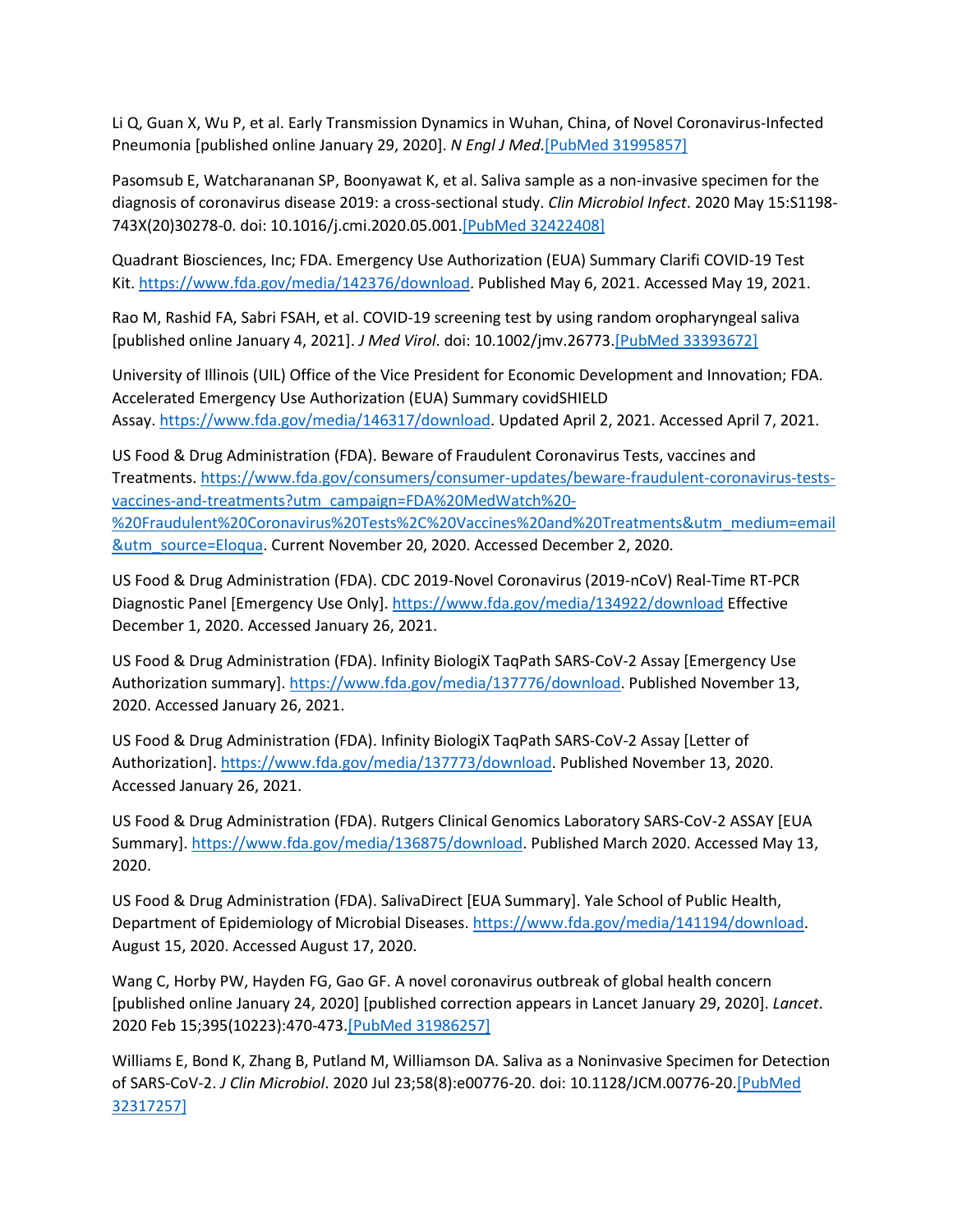Li Q, Guan X, Wu P, et al. Early Transmission Dynamics in Wuhan, China, of Novel Coronavirus-Infected Pneumonia [published online January 29, 2020]. *N Engl J Med*.[PubMed 31995857]

Pasomsub E, Watcharananan SP, Boonyawat K, et al. Saliva sample as a non-invasive specimen for the diagnosis of coronavirus disease 2019: a cross-sectional study. *Clin Microbiol Infect*. 2020 May 15:S1198-743X(20)30278-0. doi: 10.1016/j.cmi.2020.05.001.[PubMed 32422408]

Quadrant Biosciences, Inc; FDA. Emergency Use Authorization (EUA) Summary Clarifi COVID-19 Test Kit. https://www.fda.gov/media/142376/download. Published May 6, 2021. Accessed May 19, 2021.

Rao M, Rashid FA, Sabri FSAH, et al. COVID-19 screening test by using random oropharyngeal saliva [published online January 4, 2021]. *J Med Virol*. doi: 10.1002/jmv.26773.[PubMed 33393672]

University of Illinois (UIL) Office of the Vice President for Economic Development and Innovation; FDA. Accelerated Emergency Use Authorization (EUA) Summary covidSHIELD Assay. https://www.fda.gov/media/146317/download. Updated April 2, 2021. Accessed April 7, 2021.

US Food & Drug Administration (FDA). Beware of Fraudulent Coronavirus Tests, vaccines and Treatments. https://www.fda.gov/consumers/consumer-updates/beware-fraudulent-coronavirus-tests-vaccines-and-treatments?utm_campaign=FDA%20MedWatch%20-%20Fraudulent%20Coronavirus%20Tests%2C%20Vaccines%20and%20Treatments&utm_medium=email&utm_source=Eloqua. Current November 20, 2020. Accessed December 2, 2020.

US Food & Drug Administration (FDA). CDC 2019-Novel Coronavirus (2019-nCoV) Real-Time RT-PCR Diagnostic Panel [Emergency Use Only]. https://www.fda.gov/media/134922/download Effective December 1, 2020. Accessed January 26, 2021.

US Food & Drug Administration (FDA). Infinity BiologiX TaqPath SARS-CoV-2 Assay [Emergency Use Authorization summary]. https://www.fda.gov/media/137776/download. Published November 13, 2020. Accessed January 26, 2021.

US Food & Drug Administration (FDA). Infinity BiologiX TaqPath SARS-CoV-2 Assay [Letter of Authorization]. https://www.fda.gov/media/137773/download. Published November 13, 2020. Accessed January 26, 2021.

US Food & Drug Administration (FDA). Rutgers Clinical Genomics Laboratory SARS-CoV-2 ASSAY [EUA Summary]. https://www.fda.gov/media/136875/download. Published March 2020. Accessed May 13, 2020.

US Food & Drug Administration (FDA). SalivaDirect [EUA Summary]. Yale School of Public Health, Department of Epidemiology of Microbial Diseases. https://www.fda.gov/media/141194/download. August 15, 2020. Accessed August 17, 2020.

Wang C, Horby PW, Hayden FG, Gao GF. A novel coronavirus outbreak of global health concern [published online January 24, 2020] [published correction appears in Lancet January 29, 2020]. *Lancet*. 2020 Feb 15;395(10223):470-473.[PubMed 31986257]

Williams E, Bond K, Zhang B, Putland M, Williamson DA. Saliva as a Noninvasive Specimen for Detection of SARS-CoV-2. *J Clin Microbiol*. 2020 Jul 23;58(8):e00776-20. doi: 10.1128/JCM.00776-20.[PubMed 32317257]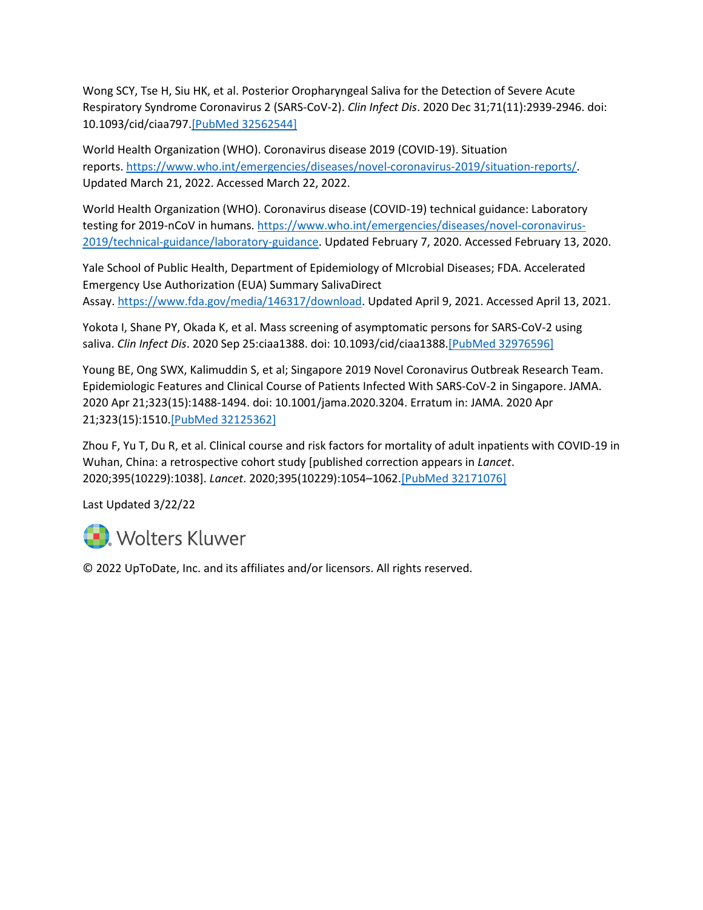Wong SCY, Tse H, Siu HK, et al. Posterior Oropharyngeal Saliva for the Detection of Severe Acute Respiratory Syndrome Coronavirus 2 (SARS-CoV-2). *Clin Infect Dis*. 2020 Dec 31;71(11):2939-2946. doi: 10.1093/cid/ciaa797.[PubMed 32562544]

World Health Organization (WHO). Coronavirus disease 2019 (COVID-19). Situation reports. https://www.who.int/emergencies/diseases/novel-coronavirus-2019/situation-reports/. Updated March 21, 2022. Accessed March 22, 2022.

World Health Organization (WHO). Coronavirus disease (COVID-19) technical guidance: Laboratory testing for 2019-nCoV in humans. https://www.who.int/emergencies/diseases/novel-coronavirus-2019/technical-guidance/laboratory-guidance. Updated February 7, 2020. Accessed February 13, 2020.

Yale School of Public Health, Department of Epidemiology of MIcrobial Diseases; FDA. Accelerated Emergency Use Authorization (EUA) Summary SalivaDirect Assay. https://www.fda.gov/media/146317/download. Updated April 9, 2021. Accessed April 13, 2021.

Yokota I, Shane PY, Okada K, et al. Mass screening of asymptomatic persons for SARS-CoV-2 using saliva. *Clin Infect Dis*. 2020 Sep 25:ciaa1388. doi: 10.1093/cid/ciaa1388.[PubMed 32976596]

Young BE, Ong SWX, Kalimuddin S, et al; Singapore 2019 Novel Coronavirus Outbreak Research Team. Epidemiologic Features and Clinical Course of Patients Infected With SARS-CoV-2 in Singapore. JAMA. 2020 Apr 21;323(15):1488-1494. doi: 10.1001/jama.2020.3204. Erratum in: JAMA. 2020 Apr 21;323(15):1510.[PubMed 32125362]

Zhou F, Yu T, Du R, et al. Clinical course and risk factors for mortality of adult inpatients with COVID-19 in Wuhan, China: a retrospective cohort study [published correction appears in *Lancet*. 2020;395(10229):1038]. *Lancet*. 2020;395(10229):1054–1062.[PubMed 32171076]

Last Updated 3/22/22

Wolters Kluwer

© 2022 UpToDate, Inc. and its affiliates and/or licensors. All rights reserved.